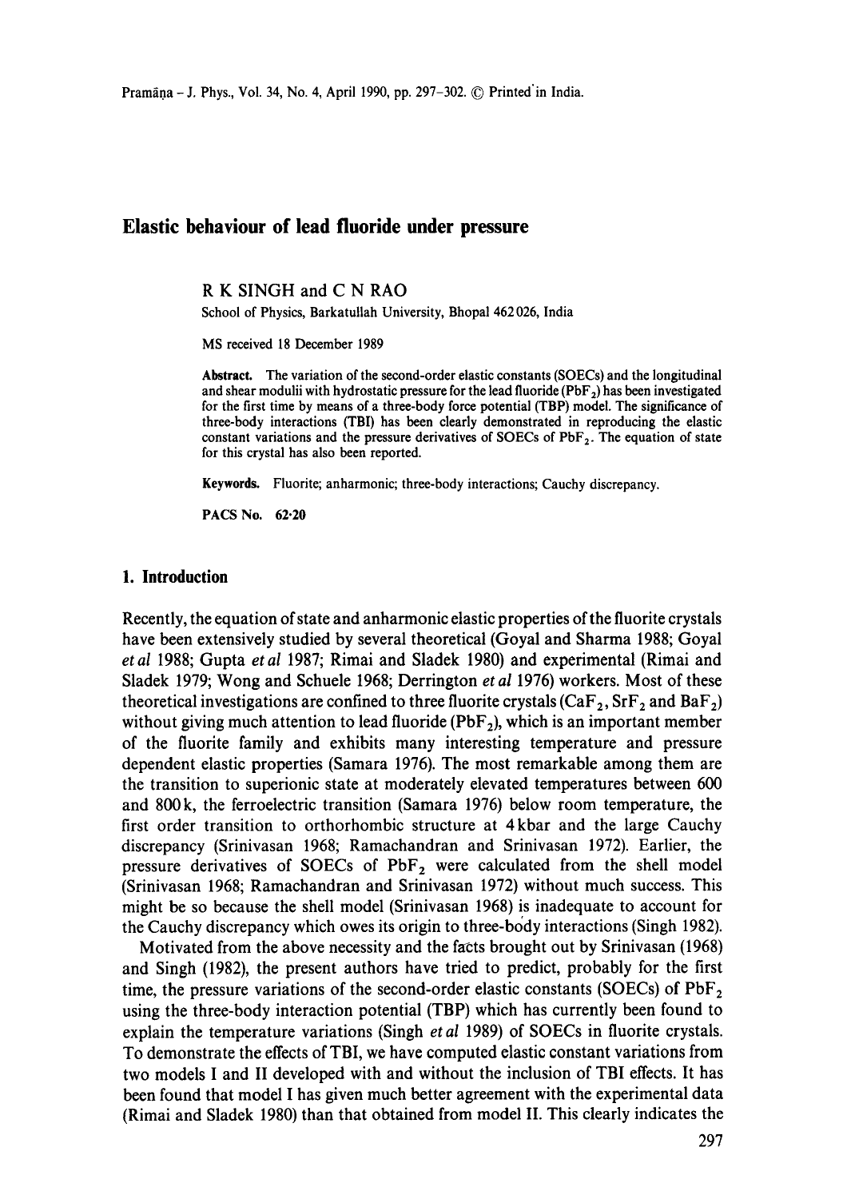# Elastic behaviour of lead fluoride under pressure

R K SINGH and C N RAO

School of Physics, Barkatullah University, Bhopal 462 026, India

MS received 18 December 1989

**Abstract.** The variation of the second-order elastic constants (SOECs) and the longitudinal and shear modulii with hydrostatic pressure for the lead fluoride ($PbF_2$) has been investigated for the first time by means of a three-body force potential (TBP) model. The significance of three-body interactions (TBI) has been clearly demonstrated in reproducing the elastic constant variations and the pressure derivatives of SOECs of $PbF_2$. The equation of state for this crystal has also been reported.

**Keywords.** Fluorite; anharmonic; three-body interactions; Cauchy discrepancy.

**PACS No.** 62·20

## 1. Introduction

Recently, the equation of state and anharmonic elastic properties of the fluorite crystals have been extensively studied by several theoretical (Goyal and Sharma 1988; Goyal *et al* 1988; Gupta *et al* 1987; Rimai and Sladek 1980) and experimental (Rimai and Sladek 1979; Wong and Schuele 1968; Derrington *et al* 1976) workers. Most of these theoretical investigations are confined to three fluorite crystals ($CaF_2$, $SrF_2$ and $BaF_2$) without giving much attention to lead fluoride ($PbF_2$), which is an important member of the fluorite family and exhibits many interesting temperature and pressure dependent elastic properties (Samara 1976). The most remarkable among them are the transition to superionic state at moderately elevated temperatures between 600 and 800 k, the ferroelectric transition (Samara 1976) below room temperature, the first order transition to orthorhombic structure at 4 kbar and the large Cauchy discrepancy (Srinivasan 1968; Ramachandran and Srinivasan 1972). Earlier, the pressure derivatives of SOECs of $PbF_2$ were calculated from the shell model (Srinivasan 1968; Ramachandran and Srinivasan 1972) without much success. This might be so because the shell model (Srinivasan 1968) is inadequate to account for the Cauchy discrepancy which owes its origin to three-body interactions (Singh 1982).

Motivated from the above necessity and the facts brought out by Srinivasan (1968) and Singh (1982), the present authors have tried to predict, probably for the first time, the pressure variations of the second-order elastic constants (SOECs) of $PbF_2$ using the three-body interaction potential (TBP) which has currently been found to explain the temperature variations (Singh *et al* 1989) of SOECs in fluorite crystals. To demonstrate the effects of TBI, we have computed elastic constant variations from two models I and II developed with and without the inclusion of TBI effects. It has been found that model I has given much better agreement with the experimental data (Rimai and Sladek 1980) than that obtained from model II. This clearly indicates the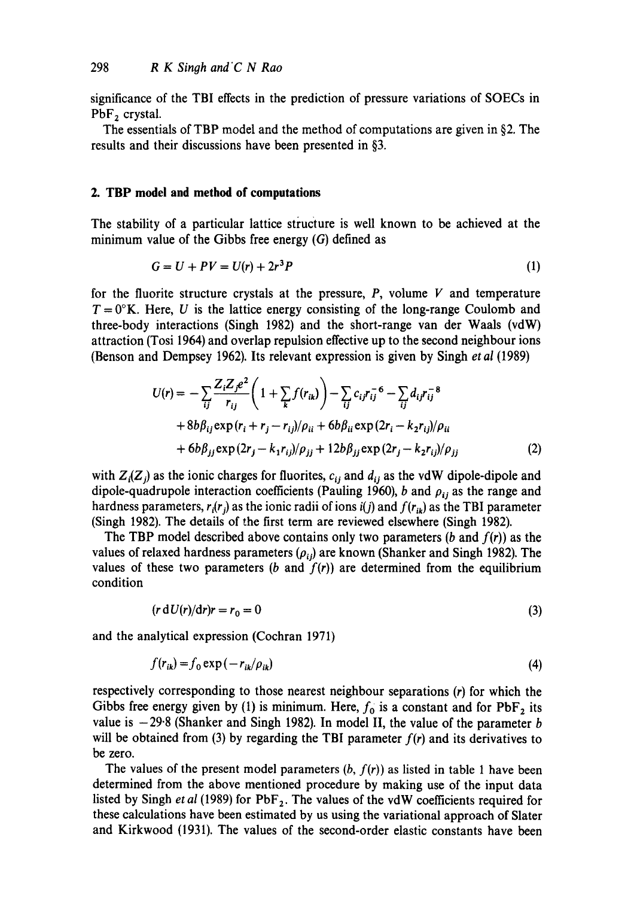significance of the TBI effects in the prediction of pressure variations of SOECs in $PbF_2$ crystal.

The essentials of TBP model and the method of computations are given in §2. The results and their discussions have been presented in §3.

## 2. TBP model and method of computations

The stability of a particular lattice structure is well known to be achieved at the minimum value of the Gibbs free energy ($G$) defined as

$$G = U + PV = U(r) + 2r^3 P \tag{1}$$

for the fluorite structure crystals at the pressure, $P$, volume $V$ and temperature $T = 0°K$. Here, $U$ is the lattice energy consisting of the long-range Coulomb and three-body interactions (Singh 1982) and the short-range van der Waals (vdW) attraction (Tosi 1964) and overlap repulsion effective up to the second neighbour ions (Benson and Dempsey 1962). Its relevant expression is given by Singh *et al* (1989)

$$\begin{aligned}
U(r) = & -\sum_{ij} \frac{Z_i Z_j e^2}{r_{ij}} \left( 1 + \sum_k f(r_{ik}) \right) - \sum_{ij} c_{ij} r_{ij}^{-6} - \sum_{ij} d_{ij} r_{ij}^{-8} \\
& + 8b\beta_{ij} \exp(r_i + r_j - r_{ij})/\rho_{ii} + 6b\beta_{ii} \exp(2r_i - k_2 r_{ij})/\rho_{ii} \\
& + 6b\beta_{jj} \exp(2r_j - k_1 r_{ij})/\rho_{jj} + 12b\beta_{jj} \exp(2r_j - k_2 r_{ij})/\rho_{jj}
\end{aligned} \tag{2}$$

with $Z_i(Z_j)$ as the ionic charges for fluorites, $c_{ij}$ and $d_{ij}$ as the vdW dipole-dipole and dipole-quadrupole interaction coefficients (Pauling 1960), $b$ and $\rho_{ij}$ as the range and hardness parameters, $r_i(r_j)$ as the ionic radii of ions $i(j)$ and $f(r_{ik})$ as the TBI parameter (Singh 1982). The details of the first term are reviewed elsewhere (Singh 1982).

The TBP model described above contains only two parameters ($b$ and $f(r)$) as the values of relaxed hardness parameters ($\rho_{ij}$) are known (Shanker and Singh 1982). The values of these two parameters ($b$ and $f(r)$) are determined from the equilibrium condition

$$(r\, \mathrm{d}U(r)/\mathrm{d}r)r = r_0 = 0 \tag{3}$$

and the analytical expression (Cochran 1971)

$$f(r_{ik}) = f_0 \exp(-r_{ik}/\rho_{ik}) \tag{4}$$

respectively corresponding to those nearest neighbour separations ($r$) for which the Gibbs free energy given by (1) is minimum. Here, $f_0$ is a constant and for $PbF_2$ its value is $-29{\cdot}8$ (Shanker and Singh 1982). In model II, the value of the parameter $b$ will be obtained from (3) by regarding the TBI parameter $f(r)$ and its derivatives to be zero.

The values of the present model parameters ($b$, $f(r)$) as listed in table 1 have been determined from the above mentioned procedure by making use of the input data listed by Singh *et al* (1989) for $PbF_2$. The values of the vdW coefficients required for these calculations have been estimated by us using the variational approach of Slater and Kirkwood (1931). The values of the second-order elastic constants have been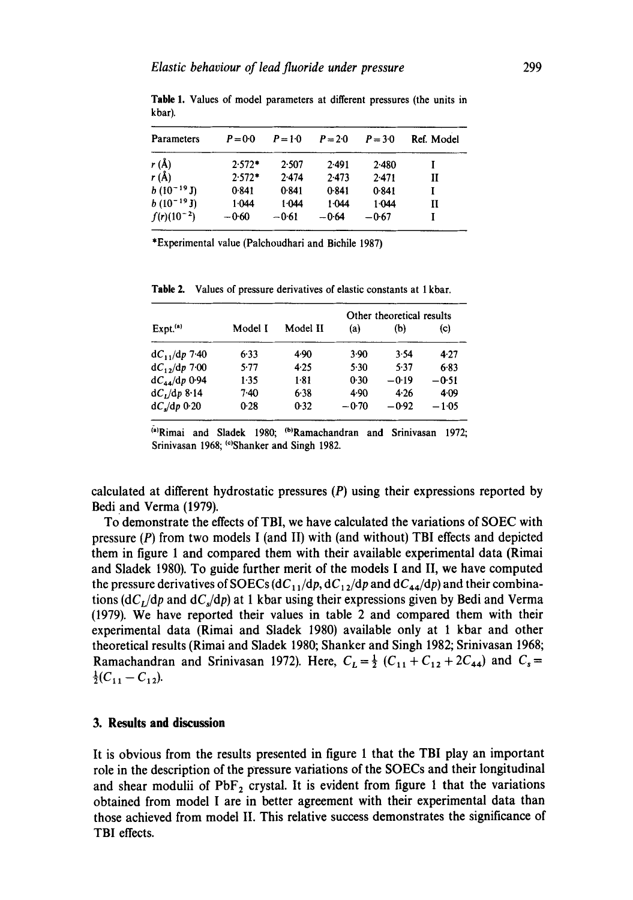**Table 1.** Values of model parameters at different pressures (the units in kbar).

| Parameters | $P=0.0$ | $P=1.0$ | $P=2.0$ | $P=3.0$ | Ref. Model |
|---|---|---|---|---|---|
| $r$ (Å) | 2.572* | 2.507 | 2.491 | 2.480 | I |
| $r$ (Å) | 2.572* | 2.474 | 2.473 | 2.471 | II |
| $b$ ($10^{-19}$ J) | 0.841 | 0.841 | 0.841 | 0.841 | I |
| $b$ ($10^{-19}$ J) | 1.044 | 1.044 | 1.044 | 1.044 | II |
| $f(r)(10^{-2})$ | −0.60 | −0.61 | −0.64 | −0.67 | I |

*Experimental value (Palchoudhari and Bichile 1987)

**Table 2.** Values of pressure derivatives of elastic constants at 1 kbar.

| Expt.[a] | Model I | Model II | Other theoretical results (a) | (b) | (c) |
|---|---|---|---|---|---|
| $dC_{11}/dp$ 7.40 | 6.33 | 4.90 | 3.90 | 3.54 | 4.27 |
| $dC_{12}/dp$ 7.00 | 5.77 | 4.25 | 5.30 | 5.37 | 6.83 |
| $dC_{44}/dp$ 0.94 | 1.35 | 1.81 | 0.30 | −0.19 | −0.51 |
| $dC_L/dp$ 8.14 | 7.40 | 6.38 | 4.90 | 4.26 | 4.09 |
| $dC_s/dp$ 0.20 | 0.28 | 0.32 | −0.70 | −0.92 | −1.05 |

[a]Rimai and Sladek 1980; [b]Ramachandran and Srinivasan 1972; Srinivasan 1968; [c]Shanker and Singh 1982.

calculated at different hydrostatic pressures ($P$) using their expressions reported by Bedi and Verma (1979).

To demonstrate the effects of TBI, we have calculated the variations of SOEC with pressure ($P$) from two models I (and II) with (and without) TBI effects and depicted them in figure 1 and compared them with their available experimental data (Rimai and Sladek 1980). To guide further merit of the models I and II, we have computed the pressure derivatives of SOECs ($dC_{11}/dp$, $dC_{12}/dp$ and $dC_{44}/dp$) and their combinations ($dC_L/dp$ and $dC_s/dp$) at 1 kbar using their expressions given by Bedi and Verma (1979). We have reported their values in table 2 and compared them with their experimental data (Rimai and Sladek 1980) available only at 1 kbar and other theoretical results (Rimai and Sladek 1980; Shanker and Singh 1982; Srinivasan 1968; Ramachandran and Srinivasan 1972). Here, $C_L = \frac{1}{2}(C_{11} + C_{12} + 2C_{44})$ and $C_s = \frac{1}{2}(C_{11} - C_{12})$.

## 3. Results and discussion

It is obvious from the results presented in figure 1 that the TBI play an important role in the description of the pressure variations of the SOECs and their longitudinal and shear modulii of $PbF_2$ crystal. It is evident from figure 1 that the variations obtained from model I are in better agreement with their experimental data than those achieved from model II. This relative success demonstrates the significance of TBI effects.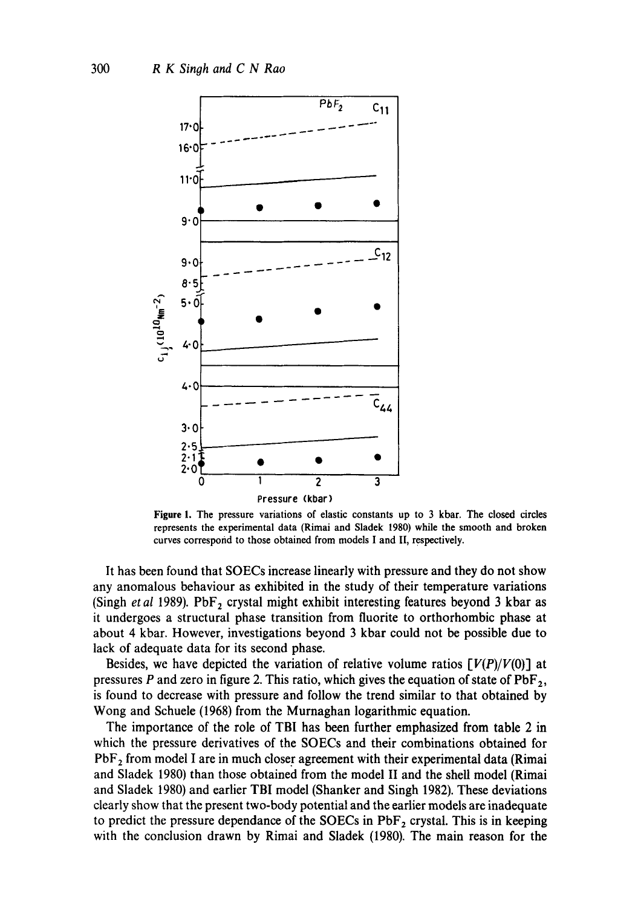**Figure 1.** The pressure variations of elastic constants up to 3 kbar. The closed circles represents the experimental data (Rimai and Sladek 1980) while the smooth and broken curves correspond to those obtained from models I and II, respectively.

It has been found that SOECs increase linearly with pressure and they do not show any anomalous behaviour as exhibited in the study of their temperature variations (Singh *et al* 1989). $PbF_2$ crystal might exhibit interesting features beyond 3 kbar as it undergoes a structural phase transition from fluorite to orthorhombic phase at about 4 kbar. However, investigations beyond 3 kbar could not be possible due to lack of adequate data for its second phase.

Besides, we have depicted the variation of relative volume ratios $[V(P)/V(0)]$ at pressures $P$ and zero in figure 2. This ratio, which gives the equation of state of $PbF_2$, is found to decrease with pressure and follow the trend similar to that obtained by Wong and Schuele (1968) from the Murnaghan logarithmic equation.

The importance of the role of TBI has been further emphasized from table 2 in which the pressure derivatives of the SOECs and their combinations obtained for $PbF_2$ from model I are in much closer agreement with their experimental data (Rimai and Sladek 1980) than those obtained from the model II and the shell model (Rimai and Sladek 1980) and earlier TBI model (Shanker and Singh 1982). These deviations clearly show that the present two-body potential and the earlier models are inadequate to predict the pressure dependance of the SOECs in $PbF_2$ crystal. This is in keeping with the conclusion drawn by Rimai and Sladek (1980). The main reason for the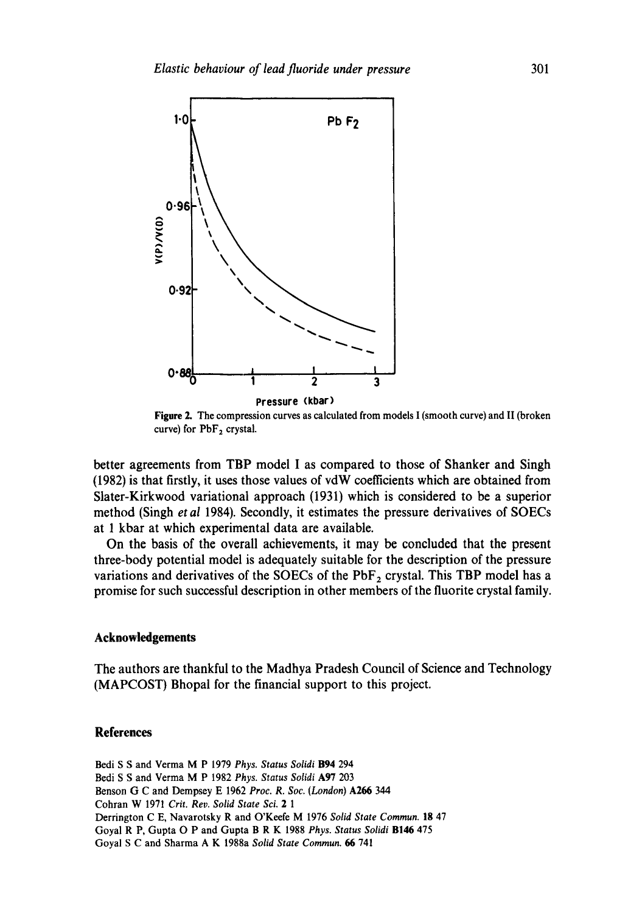**Figure 2.** The compression curves as calculated from models I (smooth curve) and II (broken curve) for $PbF_2$ crystal.

better agreements from TBP model I as compared to those of Shanker and Singh (1982) is that firstly, it uses those values of vdW coefficients which are obtained from Slater-Kirkwood variational approach (1931) which is considered to be a superior method (Singh *et al* 1984). Secondly, it estimates the pressure derivatives of SOECs at 1 kbar at which experimental data are available.

On the basis of the overall achievements, it may be concluded that the present three-body potential model is adequately suitable for the description of the pressure variations and derivatives of the SOECs of the $PbF_2$ crystal. This TBP model has a promise for such successful description in other members of the fluorite crystal family.

## Acknowledgements

The authors are thankful to the Madhya Pradesh Council of Science and Technology (MAPCOST) Bhopal for the financial support to this project.

## References

Bedi S S and Verma M P 1979 *Phys. Status Solidi* **B94** 294

Bedi S S and Verma M P 1982 *Phys. Status Solidi* **A97** 203

Benson G C and Dempsey E 1962 *Proc. R. Soc. (London)* **A266** 344

Cohran W 1971 *Crit. Rev. Solid State Sci.* **2** 1

Derrington C E, Navarotsky R and O'Keefe M 1976 *Solid State Commun.* **18** 47

Goyal R P, Gupta O P and Gupta B R K 1988 *Phys. Status Solidi* **B146** 475

Goyal S C and Sharma A K 1988a *Solid State Commun.* **66** 741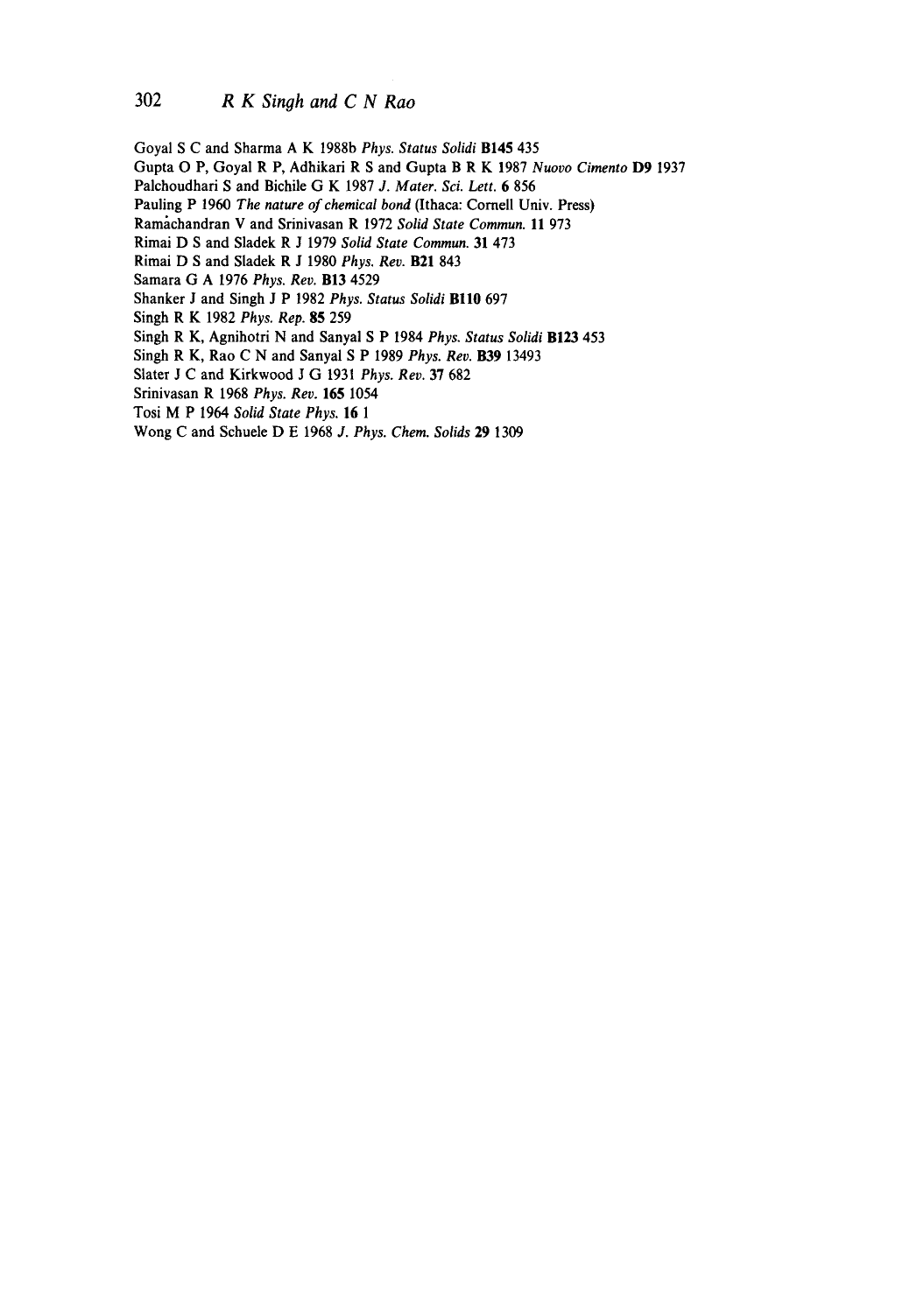Goyal S C and Sharma A K 1988b *Phys. Status Solidi* **B145** 435

Gupta O P, Goyal R P, Adhikari R S and Gupta B R K 1987 *Nuovo Cimento* **D9** 1937

Palchoudhari S and Bichile G K 1987 *J. Mater. Sci. Lett.* **6** 856

Pauling P 1960 *The nature of chemical bond* (Ithaca: Cornell Univ. Press)

Ramachandran V and Srinivasan R 1972 *Solid State Commun.* **11** 973

Rimai D S and Sladek R J 1979 *Solid State Commun.* **31** 473

Rimai D S and Sladek R J 1980 *Phys. Rev.* **B21** 843

Samara G A 1976 *Phys. Rev.* **B13** 4529

Shanker J and Singh J P 1982 *Phys. Status Solidi* **B110** 697

Singh R K 1982 *Phys. Rep.* **85** 259

Singh R K, Agnihotri N and Sanyal S P 1984 *Phys. Status Solidi* **B123** 453

Singh R K, Rao C N and Sanyal S P 1989 *Phys. Rev.* **B39** 13493

Slater J C and Kirkwood J G 1931 *Phys. Rev.* **37** 682

Srinivasan R 1968 *Phys. Rev.* **165** 1054

Tosi M P 1964 *Solid State Phys.* **16** 1

Wong C and Schuele D E 1968 *J. Phys. Chem. Solids* **29** 1309